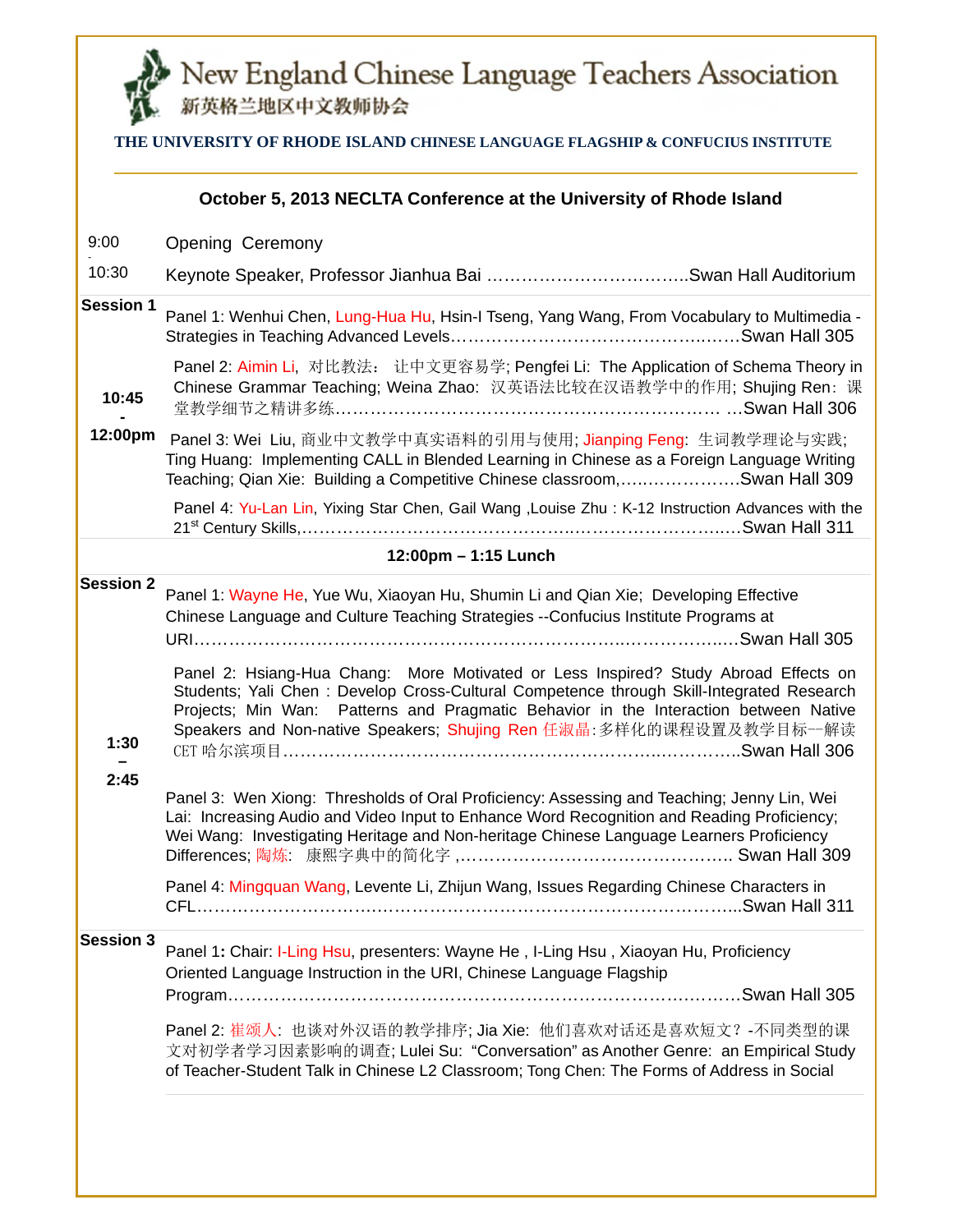# New England Chinese Language Teachers Association
新英格兰地区中文教师协会

**THE UNIVERSITY OF RHODE ISLAND CHINESE LANGUAGE FLAGSHIP & CONFUCIUS INSTITUTE**

---

## October 5, 2013 NECLTA Conference at the University of Rhode Island

| Time | Program |
|---|---|
| 9:00 - 10:30 | Opening Ceremony<br>Keynote Speaker, Professor Jianhua Bai ……………………………..Swan Hall Auditorium |
| **Session 1**<br>**10:45 - 12:00pm** | Panel 1: Wenhui Chen, Lung-Hua Hu, Hsin-I Tseng, Yang Wang, From Vocabulary to Multimedia - Strategies in Teaching Advanced Levels………………………………………….……Swan Hall 305 |
| | Panel 2: Aimin Li, 对比教法： 让中文更容易学; Pengfei Li: The Application of Schema Theory in Chinese Grammar Teaching; Weina Zhao: 汉英语法比较在汉语教学中的作用; Shujing Ren：课堂教学细节之精讲多练……………………………………………………… …Swan Hall 306 |
| | Panel 3: Wei Liu, 商业中文教学中真实语料的引用与使用; Jianping Feng: 生词教学理论与实践; Ting Huang: Implementing CALL in Blended Learning in Chinese as a Foreign Language Writing Teaching; Qian Xie: Building a Competitive Chinese classroom,…………………Swan Hall 309 |
| | Panel 4: Yu-Lan Lin, Yixing Star Chen, Gail Wang ,Louise Zhu : K-12 Instruction Advances with the 21st Century Skills,…………………………………………..……………………..…Swan Hall 311 |
| | **12:00pm – 1:15 Lunch** |
| **Session 2**<br>**1:30 – 2:45** | Panel 1: Wayne He, Yue Wu, Xiaoyan Hu, Shumin Li and Qian Xie; Developing Effective Chinese Language and Culture Teaching Strategies --Confucius Institute Programs at URI……………………………………………………………….…………..….Swan Hall 305 |
| | Panel 2: Hsiang-Hua Chang: More Motivated or Less Inspired? Study Abroad Effects on Students; Yali Chen : Develop Cross-Cultural Competence through Skill-Integrated Research Projects; Min Wan: Patterns and Pragmatic Behavior in the Interaction between Native Speakers and Non-native Speakers; Shujing Ren 任淑晶:多样化的课程设置及教学目标--解读 CET 哈尔滨项目…………………………………………………………..…………..Swan Hall 306 |
| | Panel 3: Wen Xiong: Thresholds of Oral Proficiency: Assessing and Teaching; Jenny Lin, Wei Lai: Increasing Audio and Video Input to Enhance Word Recognition and Reading Proficiency; Wei Wang: Investigating Heritage and Non-heritage Chinese Language Learners Proficiency Differences; 陶炼: 康熙字典中的简化字 ,……………………………………….. Swan Hall 309 |
| | Panel 4: Mingquan Wang, Levente Li, Zhijun Wang, Issues Regarding Chinese Characters in CFL………………………….……………………………………………………...Swan Hall 311 |
| **Session 3** | Panel 1: Chair: I-Ling Hsu, presenters: Wayne He , I-Ling Hsu , Xiaoyan Hu, Proficiency Oriented Language Instruction in the URI, Chinese Language Flagship Program……………………………………………………………………………Swan Hall 305 |
| | Panel 2: 崔颂人: 也谈对外汉语的教学排序; Jia Xie: 他们喜欢对话还是喜欢短文？-不同类型的课文对初学者学习因素影响的调查; Lulei Su: "Conversation" as Another Genre: an Empirical Study of Teacher-Student Talk in Chinese L2 Classroom; Tong Chen: The Forms of Address in Social |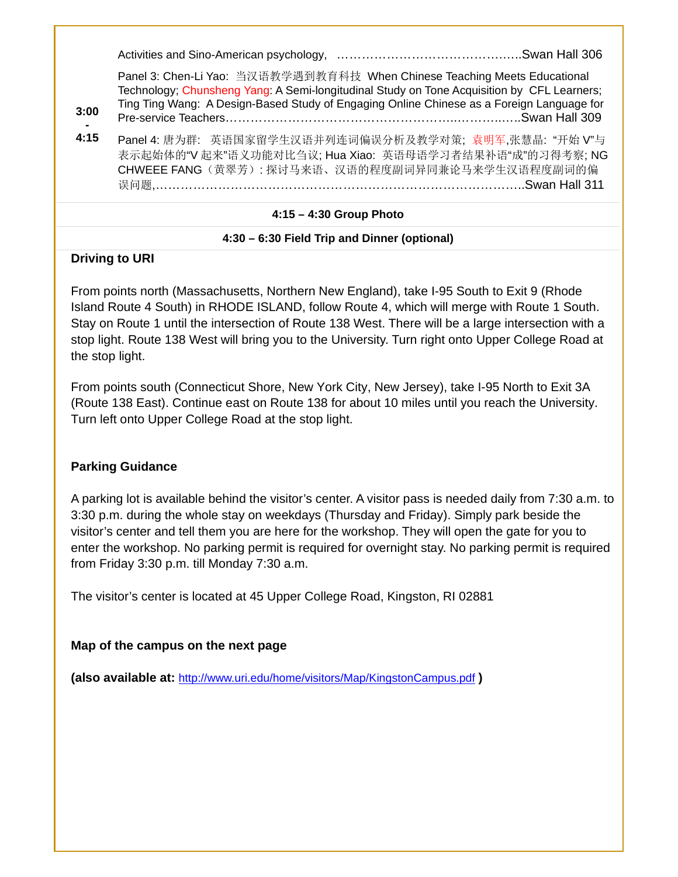| | |
|---|---|
| | Activities and Sino-American psychology, ……………………………………..Swan Hall 306 |
| 3:00 - 4:15 | Panel 3: Chen-Li Yao: 当汉语教学遇到教育科技 When Chinese Teaching Meets Educational Technology; Chunsheng Yang: A Semi-longitudinal Study on Tone Acquisition by CFL Learners; Ting Ting Wang: A Design-Based Study of Engaging Online Chinese as a Foreign Language for Pre-service Teachers……………………………………………………...……….…..Swan Hall 309 |
| | Panel 4: 唐为群: 英语国家留学生汉语并列连词偏误分析及教学对策; 袁明军,张慧晶: "开始 V"与表示起始体的"V 起来"语义功能对比刍议; Hua Xiao: 英语母语学习者结果补语"成"的习得考察; NG CHWEEE FANG（黄翠芳）: 探讨马来语、汉语的程度副词异同兼论马来学生汉语程度副词的偏误问题,……………………………………………………………………………..Swan Hall 311 |
| | **4:15 – 4:30 Group Photo** |
| | **4:30 – 6:30 Field Trip and Dinner (optional)** |

**Driving to URI**

From points north (Massachusetts, Northern New England), take I-95 South to Exit 9 (Rhode Island Route 4 South) in RHODE ISLAND, follow Route 4, which will merge with Route 1 South. Stay on Route 1 until the intersection of Route 138 West. There will be a large intersection with a stop light. Route 138 West will bring you to the University. Turn right onto Upper College Road at the stop light.

From points south (Connecticut Shore, New York City, New Jersey), take I-95 North to Exit 3A (Route 138 East). Continue east on Route 138 for about 10 miles until you reach the University. Turn left onto Upper College Road at the stop light.

**Parking Guidance**

A parking lot is available behind the visitor's center. A visitor pass is needed daily from 7:30 a.m. to 3:30 p.m. during the whole stay on weekdays (Thursday and Friday). Simply park beside the visitor's center and tell them you are here for the workshop. They will open the gate for you to enter the workshop. No parking permit is required for overnight stay. No parking permit is required from Friday 3:30 p.m. till Monday 7:30 a.m.

The visitor's center is located at 45 Upper College Road, Kingston, RI 02881

**Map of the campus on the next page**

**(also available at:** http://www.uri.edu/home/visitors/Map/KingstonCampus.pdf **)**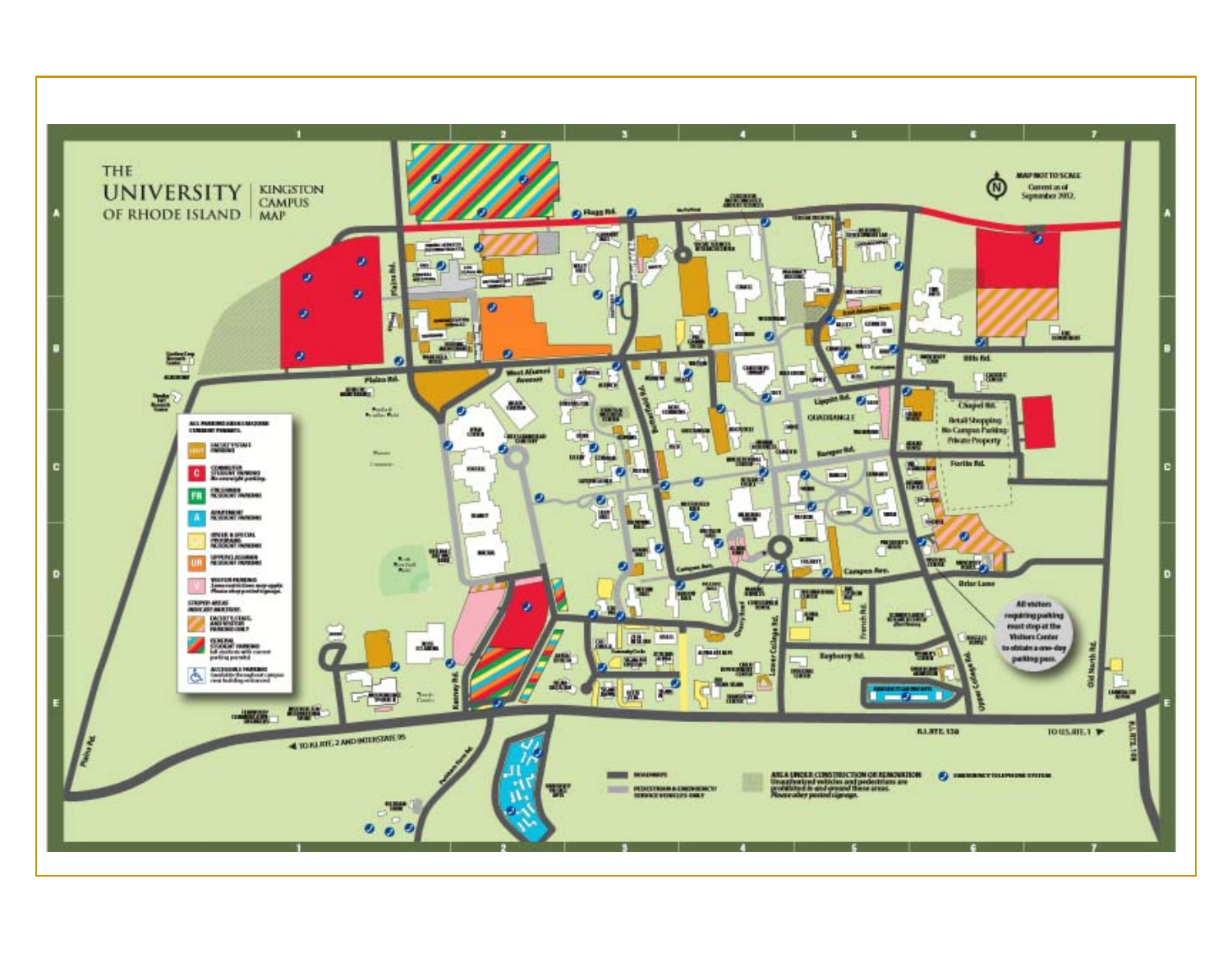# THE UNIVERSITY OF RHODE ISLAND | KINGSTON CAMPUS MAP

MAP NOT TO SCALE
Current as of September 2012.

**ALL PARKING AREAS REQUIRE CURRENT PERMITS.**

- FACULTY/STAFF PARKING
- C — COMMUTER STUDENT PARKING — No overnight parking.
- FR — FRESHMAN RESIDENT PARKING
- A — APARTMENT RESIDENT PARKING
- GREEK & SPECIAL PROGRAMS RESIDENT PARKING
- UR — UPPERCLASSMAN RESIDENT PARKING
- V — VISITOR PARKING — 3 zone restrictions may apply. Please obey posted signage.

**STRIPED AREAS INDICATE MULTIUSE:**

- FACULTY/STAFF, AND VISITOR PARKING ONLY
- GENERAL STUDENT PARKING — (all students with current parking permits)
- ACCESSIBLE PARKING (available throughout campus near building entrances)

- ROADWAYS
- PEDESTRIAN & EMERGENCY SERVICE VEHICLES ONLY
- AREA UNDER CONSTRUCTION OR RENOVATION — Unauthorized vehicles and pedestrians are prohibited in and around these areas. Please obey posted signage.
- EMERGENCY TELEPHONE SYSTEM

All visitors requiring parking must stop at the Visitors Center to obtain a one-day parking pass.

Retail Shopping
No Campus Parking
Private Property

Flagg Rd. · Plains Rd. · West Alumni Avenue · Butterfield Rd. · East Alumni Ave. · Upper College Rd. · Lippitt Rd. · QUADRANGLE · Ranger Rd. · Fortin Rd. · Campus Ave. · Briar Lane · Lower College Rd. · French Rd. · Bayberry Rd. · Quarry Road · Keaney Rd. · Chapel Rd. · Ellis Rd. · Old North Rd. · Upper College Rd. · Flagg Rd.

◄ TO R.I. RTE. 2 AND INTERSTATE 95

R.I. RTE. 138 · TO U.S. RTE. 1 ► · R.I. RTE. 108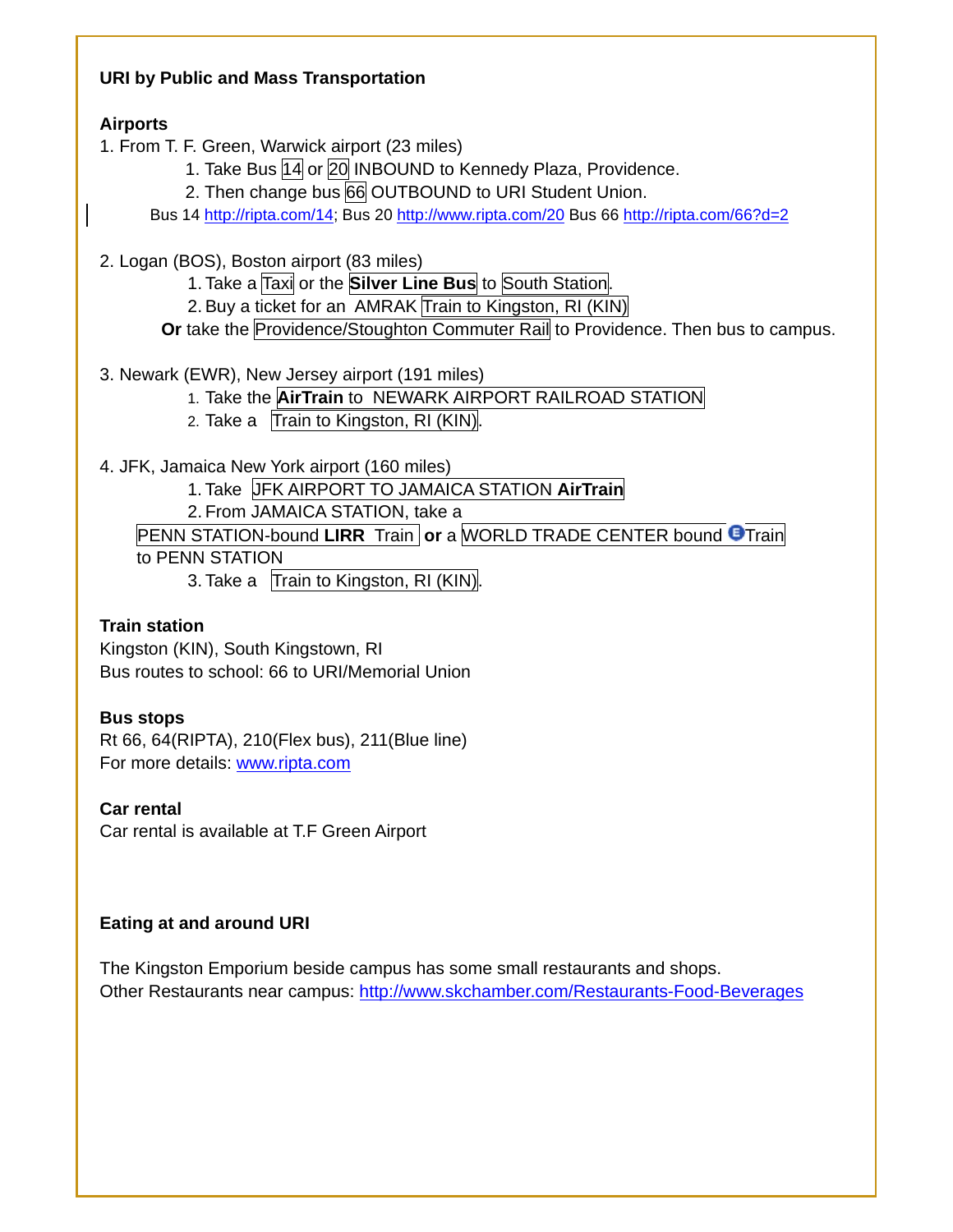**URI by Public and Mass Transportation**

**Airports**

1. From T. F. Green, Warwick airport (23 miles)
    1. Take Bus 14 or 20 INBOUND to Kennedy Plaza, Providence.
    2. Then change bus 66 OUTBOUND to URI Student Union.

    Bus 14 http://ripta.com/14; Bus 20 http://www.ripta.com/20 Bus 66 http://ripta.com/66?d=2

2. Logan (BOS), Boston airport (83 miles)
    1. Take a Taxi or the **Silver Line Bus** to South Station.
    2. Buy a ticket for an AMRAK Train to Kingston, RI (KIN)

    **Or** take the Providence/Stoughton Commuter Rail to Providence. Then bus to campus.

3. Newark (EWR), New Jersey airport (191 miles)
    1. Take the **AirTrain** to NEWARK AIRPORT RAILROAD STATION
    2. Take a Train to Kingston, RI (KIN).

4. JFK, Jamaica New York airport (160 miles)
    1. Take JFK AIRPORT TO JAMAICA STATION **AirTrain**
    2. From JAMAICA STATION, take a PENN STATION-bound **LIRR** Train **or** a WORLD TRADE CENTER bound E Train to PENN STATION
    3. Take a Train to Kingston, RI (KIN).

**Train station**

Kingston (KIN), South Kingstown, RI
Bus routes to school: 66 to URI/Memorial Union

**Bus stops**

Rt 66, 64(RIPTA), 210(Flex bus), 211(Blue line)
For more details: www.ripta.com

**Car rental**

Car rental is available at T.F Green Airport

**Eating at and around URI**

The Kingston Emporium beside campus has some small restaurants and shops.
Other Restaurants near campus: http://www.skchamber.com/Restaurants-Food-Beverages